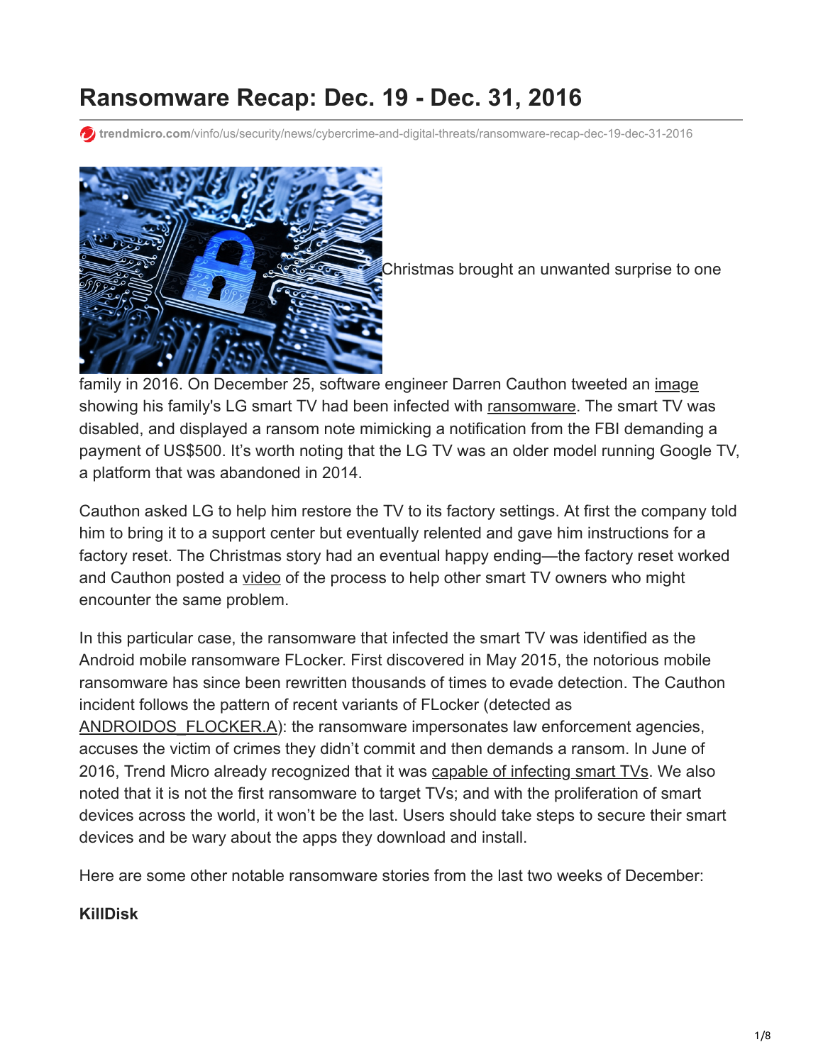# Ransomware Recap: Dec. 19 - Dec. 31, 2016

trendmicro.com/vinfo/us/security/news/cybercrime-and-digital-threats/ransomware-recap-dec-19-dec-31-2016

Christmas brought an unwanted surprise to one family in 2016. On December 25, software engineer Darren Cauthon tweeted an image showing his family's LG smart TV had been infected with ransomware. The smart TV was disabled, and displayed a ransom note mimicking a notification from the FBI demanding a payment of US$500. It's worth noting that the LG TV was an older model running Google TV, a platform that was abandoned in 2014.

Cauthon asked LG to help him restore the TV to its factory settings. At first the company told him to bring it to a support center but eventually relented and gave him instructions for a factory reset. The Christmas story had an eventual happy ending—the factory reset worked and Cauthon posted a video of the process to help other smart TV owners who might encounter the same problem.

In this particular case, the ransomware that infected the smart TV was identified as the Android mobile ransomware FLocker. First discovered in May 2015, the notorious mobile ransomware has since been rewritten thousands of times to evade detection. The Cauthon incident follows the pattern of recent variants of FLocker (detected as ANDROIDOS_FLOCKER.A): the ransomware impersonates law enforcement agencies, accuses the victim of crimes they didn't commit and then demands a ransom. In June of 2016, Trend Micro already recognized that it was capable of infecting smart TVs. We also noted that it is not the first ransomware to target TVs; and with the proliferation of smart devices across the world, it won't be the last. Users should take steps to secure their smart devices and be wary about the apps they download and install.

Here are some other notable ransomware stories from the last two weeks of December:

**KillDisk**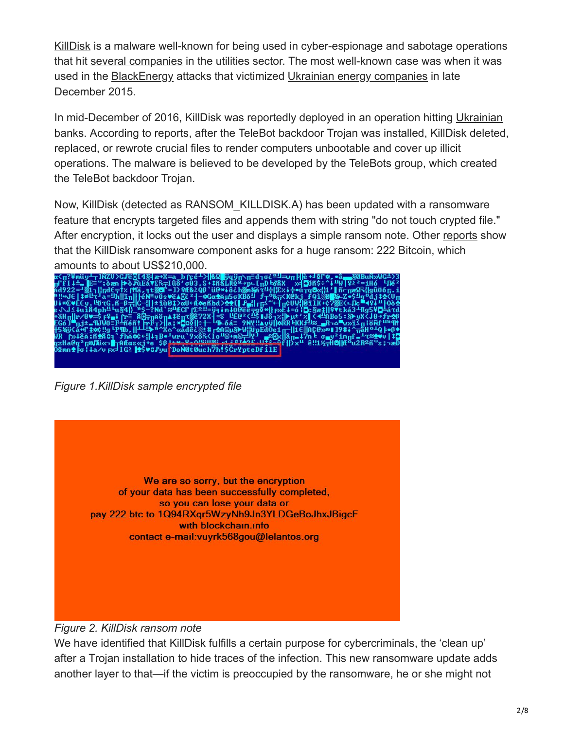KillDisk is a malware well-known for being used in cyber-espionage and sabotage operations that hit several companies in the utilities sector. The most well-known case was when it was used in the BlackEnergy attacks that victimized Ukrainian energy companies in late December 2015.

In mid-December of 2016, KillDisk was reportedly deployed in an operation hitting Ukrainian banks. According to reports, after the TeleBot backdoor Trojan was installed, KillDisk deleted, replaced, or rewrote crucial files to render computers unbootable and cover up illicit operations. The malware is believed to be developed by the TeleBots group, which created the TeleBot backdoor Trojan.

Now, KillDisk (detected as RANSOM_KILLDISK.A) has been updated with a ransomware feature that encrypts targeted files and appends them with string "do not touch crypted file." After encryption, it locks out the user and displays a simple ransom note. Other reports show that the KillDisk ransomware component asks for a huge ransom: 222 Bitcoin, which amounts to about US$210,000.

*Figure 1.KillDisk sample encrypted file*

*Figure 2. KillDisk ransom note*

We have identified that KillDisk fulfills a certain purpose for cybercriminals, the 'clean up' after a Trojan installation to hide traces of the infection. This new ransomware update adds another layer to that—if the victim is preoccupied by the ransomware, he or she might not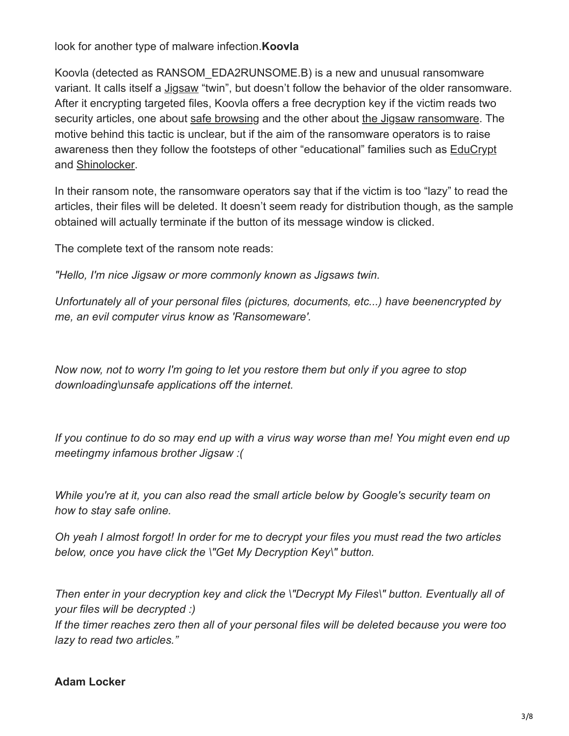look for another type of malware infection.**Koovla**

Koovla (detected as RANSOM_EDA2RUNSOME.B) is a new and unusual ransomware variant. It calls itself a Jigsaw "twin", but doesn't follow the behavior of the older ransomware. After it encrypting targeted files, Koovla offers a free decryption key if the victim reads two security articles, one about safe browsing and the other about the Jigsaw ransomware. The motive behind this tactic is unclear, but if the aim of the ransomware operators is to raise awareness then they follow the footsteps of other "educational" families such as EduCrypt and Shinolocker.

In their ransom note, the ransomware operators say that if the victim is too "lazy" to read the articles, their files will be deleted. It doesn't seem ready for distribution though, as the sample obtained will actually terminate if the button of its message window is clicked.

The complete text of the ransom note reads:

*"Hello, I'm nice Jigsaw or more commonly known as Jigsaws twin.*

*Unfortunately all of your personal files (pictures, documents, etc...) have beenencrypted by me, an evil computer virus know as 'Ransomeware'.*

*Now now, not to worry I'm going to let you restore them but only if you agree to stop downloading\unsafe applications off the internet.*

*If you continue to do so may end up with a virus way worse than me! You might even end up meetingmy infamous brother Jigsaw :(*

*While you're at it, you can also read the small article below by Google's security team on how to stay safe online.*

*Oh yeah I almost forgot! In order for me to decrypt your files you must read the two articles below, once you have click the \"Get My Decryption Key\" button.*

*Then enter in your decryption key and click the \"Decrypt My Files\" button. Eventually all of your files will be decrypted :)*
*If the timer reaches zero then all of your personal files will be deleted because you were too lazy to read two articles."*

**Adam Locker**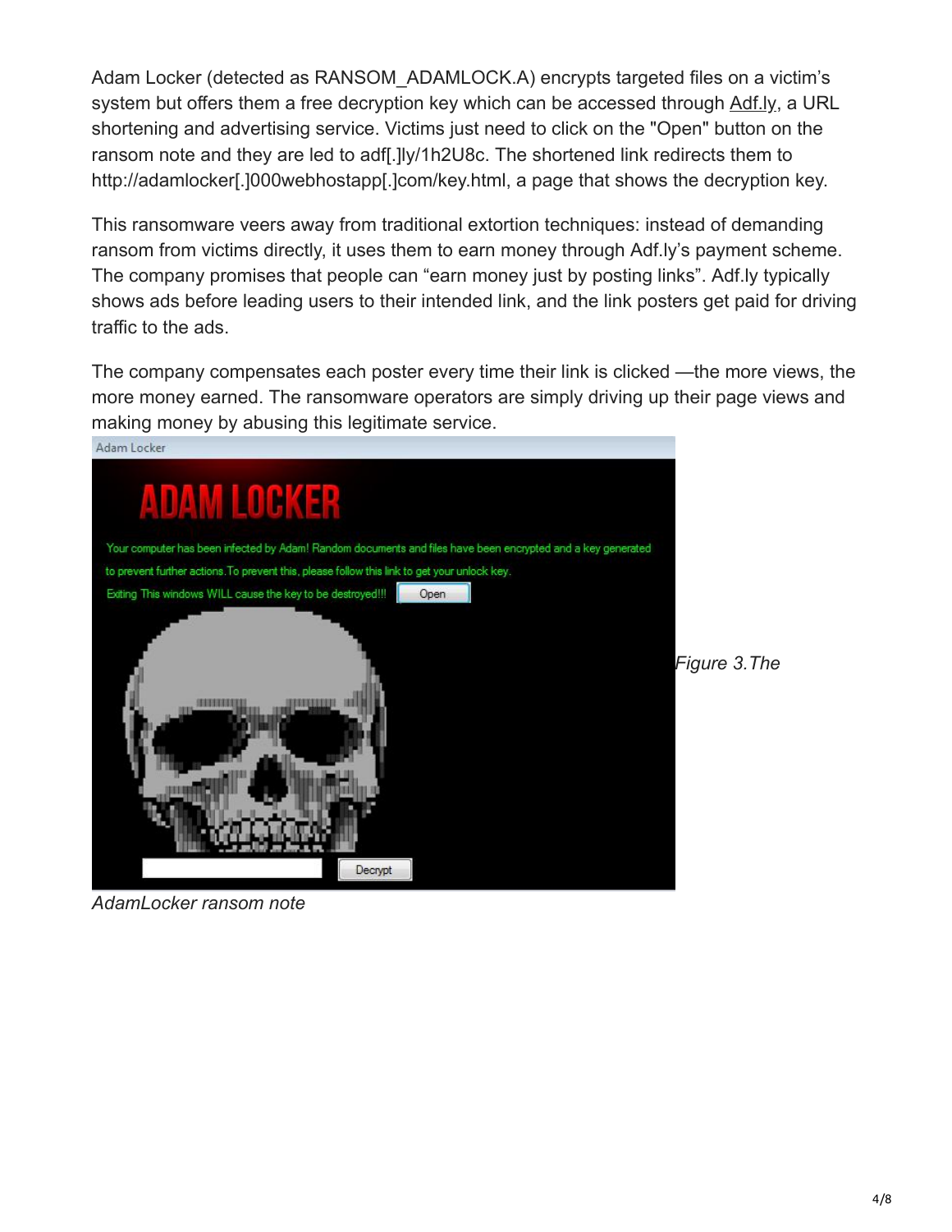Adam Locker (detected as RANSOM_ADAMLOCK.A) encrypts targeted files on a victim's system but offers them a free decryption key which can be accessed through Adf.ly, a URL shortening and advertising service. Victims just need to click on the "Open" button on the ransom note and they are led to adf[.]ly/1h2U8c. The shortened link redirects them to http://adamlocker[.]000webhostapp[.]com/key.html, a page that shows the decryption key.

This ransomware veers away from traditional extortion techniques: instead of demanding ransom from victims directly, it uses them to earn money through Adf.ly's payment scheme. The company promises that people can "earn money just by posting links". Adf.ly typically shows ads before leading users to their intended link, and the link posters get paid for driving traffic to the ads.

The company compensates each poster every time their link is clicked —the more views, the more money earned. The ransomware operators are simply driving up their page views and making money by abusing this legitimate service.

*Figure 3.The AdamLocker ransom note*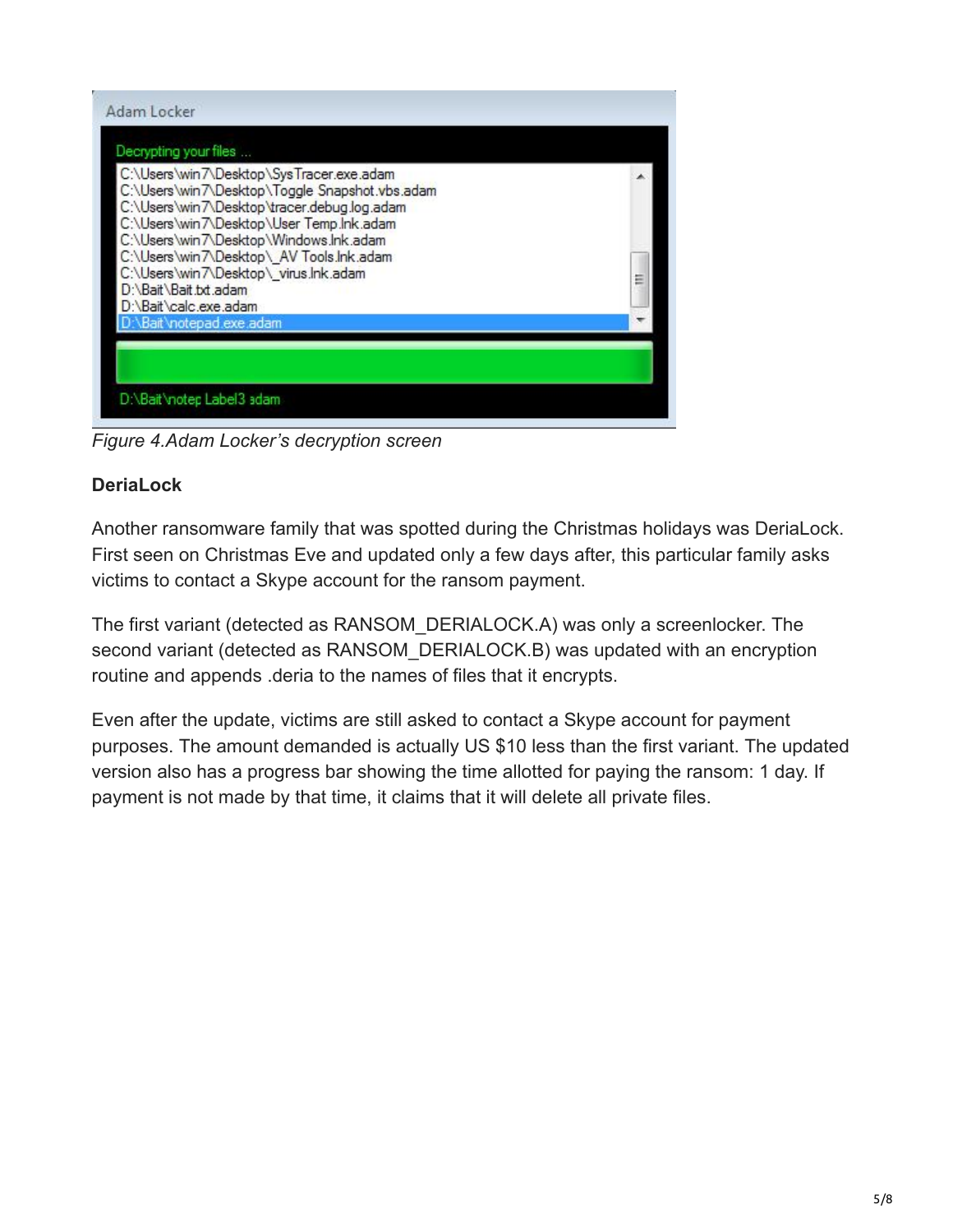Adam Locker

Decrypting your files ...

C:\Users\win7\Desktop\SysTracer.exe.adam
C:\Users\win7\Desktop\Toggle Snapshot.vbs.adam
C:\Users\win7\Desktop\tracer.debug.log.adam
C:\Users\win7\Desktop\User Temp.lnk.adam
C:\Users\win7\Desktop\Windows.lnk.adam
C:\Users\win7\Desktop\_AV Tools.lnk.adam
C:\Users\win7\Desktop\_virus.lnk.adam
D:\Bait\Bait.txt.adam
D:\Bait\calc.exe.adam
D:\Bait\notepad.exe.adam

D:\Bait\notep Label3 adam

*Figure 4.Adam Locker's decryption screen*

**DeriaLock**

Another ransomware family that was spotted during the Christmas holidays was DeriaLock. First seen on Christmas Eve and updated only a few days after, this particular family asks victims to contact a Skype account for the ransom payment.

The first variant (detected as RANSOM_DERIALOCK.A) was only a screenlocker. The second variant (detected as RANSOM_DERIALOCK.B) was updated with an encryption routine and appends .deria to the names of files that it encrypts.

Even after the update, victims are still asked to contact a Skype account for payment purposes. The amount demanded is actually US $10 less than the first variant. The updated version also has a progress bar showing the time allotted for paying the ransom: 1 day. If payment is not made by that time, it claims that it will delete all private files.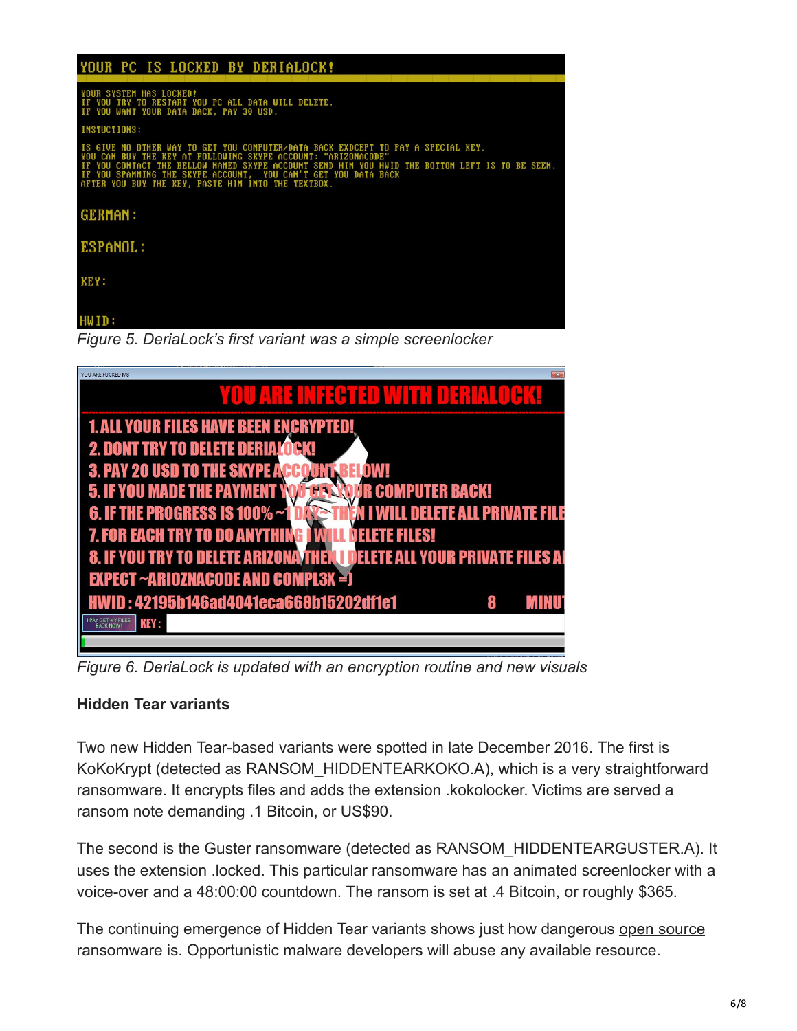Figure 5. DeriaLock's first variant was a simple screenlocker

Figure 6. DeriaLock is updated with an encryption routine and new visuals

**Hidden Tear variants**

Two new Hidden Tear-based variants were spotted in late December 2016. The first is KoKoKrypt (detected as RANSOM_HIDDENTEARKOKO.A), which is a very straightforward ransomware. It encrypts files and adds the extension .kokolocker. Victims are served a ransom note demanding .1 Bitcoin, or US$90.

The second is the Guster ransomware (detected as RANSOM_HIDDENTEARGUSTER.A). It uses the extension .locked. This particular ransomware has an animated screenlocker with a voice-over and a 48:00:00 countdown. The ransom is set at .4 Bitcoin, or roughly $365.

The continuing emergence of Hidden Tear variants shows just how dangerous open source ransomware is. Opportunistic malware developers will abuse any available resource.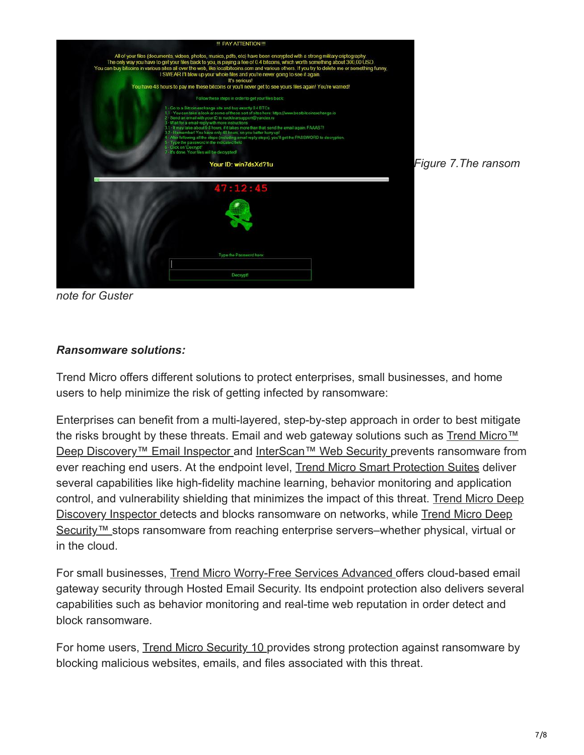Figure 7.The ransom note for Guster

***Ransomware solutions:***

Trend Micro offers different solutions to protect enterprises, small businesses, and home users to help minimize the risk of getting infected by ransomware:

Enterprises can benefit from a multi-layered, step-by-step approach in order to best mitigate the risks brought by these threats. Email and web gateway solutions such as Trend Micro™ Deep Discovery™ Email Inspector and InterScan™ Web Security prevents ransomware from ever reaching end users. At the endpoint level, Trend Micro Smart Protection Suites deliver several capabilities like high-fidelity machine learning, behavior monitoring and application control, and vulnerability shielding that minimizes the impact of this threat. Trend Micro Deep Discovery Inspector detects and blocks ransomware on networks, while Trend Micro Deep Security™ stops ransomware from reaching enterprise servers–whether physical, virtual or in the cloud.

For small businesses, Trend Micro Worry-Free Services Advanced offers cloud-based email gateway security through Hosted Email Security. Its endpoint protection also delivers several capabilities such as behavior monitoring and real-time web reputation in order detect and block ransomware.

For home users, Trend Micro Security 10 provides strong protection against ransomware by blocking malicious websites, emails, and files associated with this threat.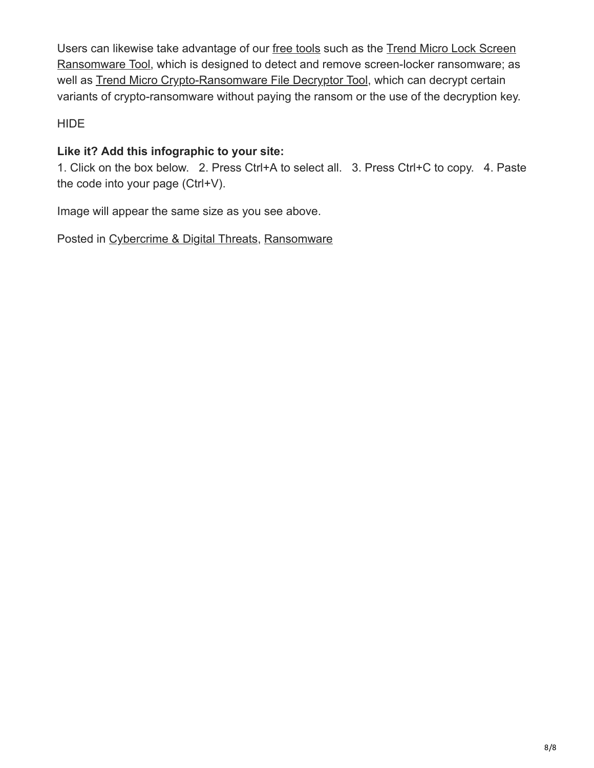Users can likewise take advantage of our free tools such as the Trend Micro Lock Screen Ransomware Tool, which is designed to detect and remove screen-locker ransomware; as well as Trend Micro Crypto-Ransomware File Decryptor Tool, which can decrypt certain variants of crypto-ransomware without paying the ransom or the use of the decryption key.

HIDE

**Like it? Add this infographic to your site:**
1. Click on the box below. 2. Press Ctrl+A to select all. 3. Press Ctrl+C to copy. 4. Paste the code into your page (Ctrl+V).

Image will appear the same size as you see above.

Posted in Cybercrime & Digital Threats, Ransomware